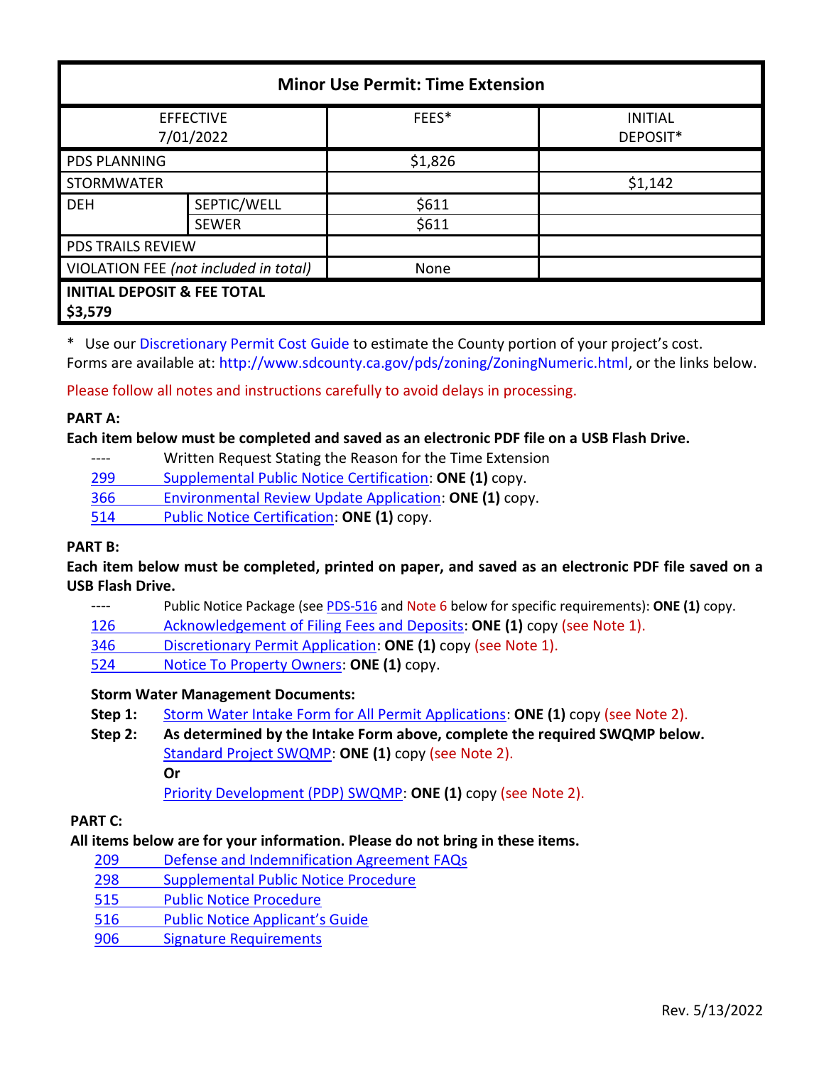| Minor Use Permit: Time Extension | | | |
|---|---|---|---|
| EFFECTIVE 7/01/2022 | | FEES* | INITIAL DEPOSIT* |
| PDS PLANNING | | $1,826 | |
| STORMWATER | | | $1,142 |
| DEH | SEPTIC/WELL | $611 | |
| | SEWER | $611 | |
| PDS TRAILS REVIEW | | | |
| VIOLATION FEE *(not included in total)* | | None | |
| **INITIAL DEPOSIT & FEE TOTAL $3,579** | | | |

\* Use our Discretionary Permit Cost Guide to estimate the County portion of your project's cost.
Forms are available at: http://www.sdcounty.ca.gov/pds/zoning/ZoningNumeric.html, or the links below.

Please follow all notes and instructions carefully to avoid delays in processing.

**PART A:**

**Each item below must be completed and saved as an electronic PDF file on a USB Flash Drive.**

- ---- Written Request Stating the Reason for the Time Extension
- 299 Supplemental Public Notice Certification: **ONE (1)** copy.
- 366 Environmental Review Update Application: **ONE (1)** copy.
- 514 Public Notice Certification: **ONE (1)** copy.

**PART B:**

**Each item below must be completed, printed on paper, and saved as an electronic PDF file saved on a USB Flash Drive.**

- ---- Public Notice Package (see PDS-516 and Note 6 below for specific requirements): **ONE (1)** copy.
- 126 Acknowledgement of Filing Fees and Deposits: **ONE (1)** copy (see Note 1).
- 346 Discretionary Permit Application: **ONE (1)** copy (see Note 1).
- 524 Notice To Property Owners: **ONE (1)** copy.

**Storm Water Management Documents:**

**Step 1:** Storm Water Intake Form for All Permit Applications: **ONE (1)** copy (see Note 2).

**Step 2:** **As determined by the Intake Form above, complete the required SWQMP below.**
Standard Project SWQMP: **ONE (1)** copy (see Note 2).
**Or**
Priority Development (PDP) SWQMP: **ONE (1)** copy (see Note 2).

**PART C:**

**All items below are for your information. Please do not bring in these items.**

- 209 Defense and Indemnification Agreement FAQs
- 298 Supplemental Public Notice Procedure
- 515 Public Notice Procedure
- 516 Public Notice Applicant's Guide
- 906 Signature Requirements

Rev. 5/13/2022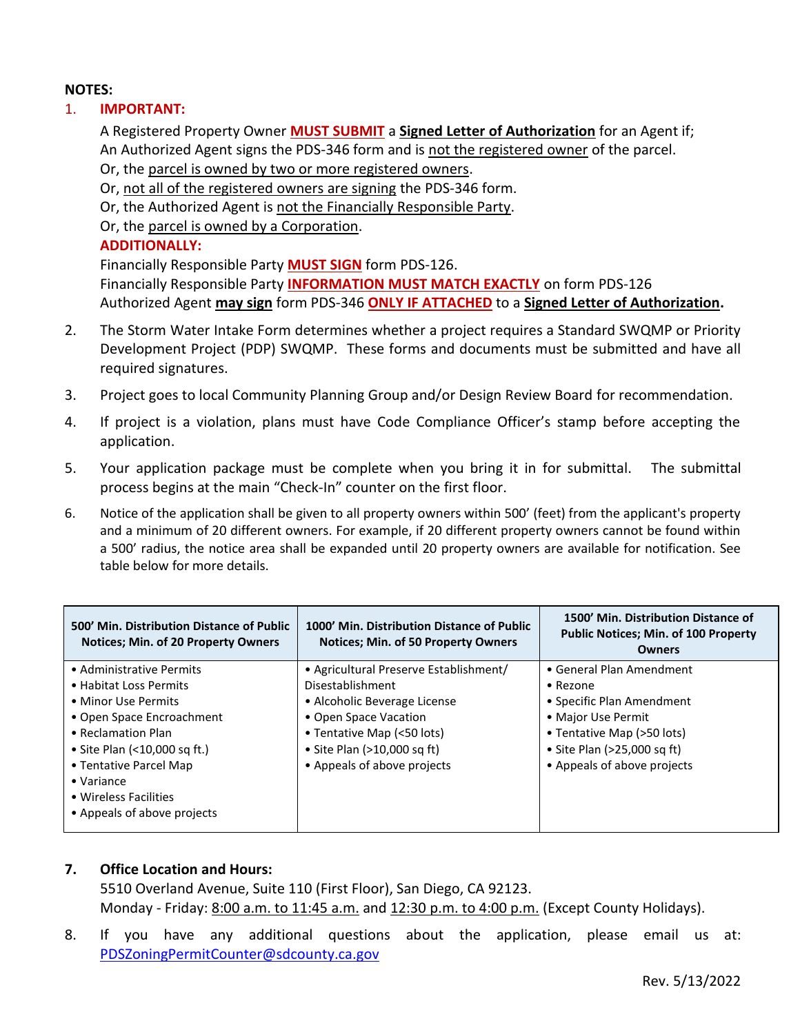**NOTES:**

1. **IMPORTANT:**

   A Registered Property Owner **MUST SUBMIT** a **Signed Letter of Authorization** for an Agent if;
   An Authorized Agent signs the PDS-346 form and is not the registered owner of the parcel.
   Or, the parcel is owned by two or more registered owners.
   Or, not all of the registered owners are signing the PDS-346 form.
   Or, the Authorized Agent is not the Financially Responsible Party.
   Or, the parcel is owned by a Corporation.

   **ADDITIONALLY:**

   Financially Responsible Party **MUST SIGN** form PDS-126.
   Financially Responsible Party **INFORMATION MUST MATCH EXACTLY** on form PDS-126
   Authorized Agent **may sign** form PDS-346 **ONLY IF ATTACHED** to a **Signed Letter of Authorization.**

2. The Storm Water Intake Form determines whether a project requires a Standard SWQMP or Priority Development Project (PDP) SWQMP. These forms and documents must be submitted and have all required signatures.

3. Project goes to local Community Planning Group and/or Design Review Board for recommendation.

4. If project is a violation, plans must have Code Compliance Officer's stamp before accepting the application.

5. Your application package must be complete when you bring it in for submittal. The submittal process begins at the main "Check-In" counter on the first floor.

6. Notice of the application shall be given to all property owners within 500' (feet) from the applicant's property and a minimum of 20 different owners. For example, if 20 different property owners cannot be found within a 500' radius, the notice area shall be expanded until 20 property owners are available for notification. See table below for more details.

| 500' Min. Distribution Distance of Public Notices; Min. of 20 Property Owners | 1000' Min. Distribution Distance of Public Notices; Min. of 50 Property Owners | 1500' Min. Distribution Distance of Public Notices; Min. of 100 Property Owners |
|---|---|---|
| • Administrative Permits<br>• Habitat Loss Permits<br>• Minor Use Permits<br>• Open Space Encroachment<br>• Reclamation Plan<br>• Site Plan (<10,000 sq ft.)<br>• Tentative Parcel Map<br>• Variance<br>• Wireless Facilities<br>• Appeals of above projects | • Agricultural Preserve Establishment/ Disestablishment<br>• Alcoholic Beverage License<br>• Open Space Vacation<br>• Tentative Map (<50 lots)<br>• Site Plan (>10,000 sq ft)<br>• Appeals of above projects | • General Plan Amendment<br>• Rezone<br>• Specific Plan Amendment<br>• Major Use Permit<br>• Tentative Map (>50 lots)<br>• Site Plan (>25,000 sq ft)<br>• Appeals of above projects |

7. **Office Location and Hours:**

   5510 Overland Avenue, Suite 110 (First Floor), San Diego, CA 92123.
   Monday - Friday: 8:00 a.m. to 11:45 a.m. and 12:30 p.m. to 4:00 p.m. (Except County Holidays).

8. If you have any additional questions about the application, please email us at: PDSZoningPermitCounter@sdcounty.ca.gov

Rev. 5/13/2022